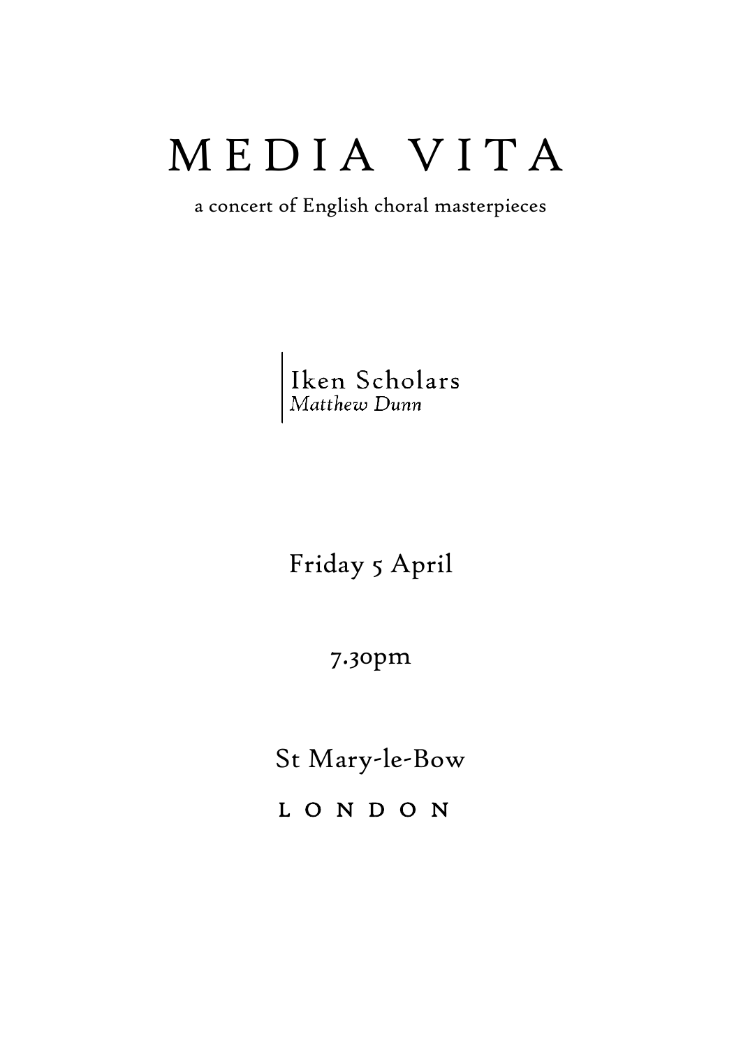# MEDIA VITA

a concert of English choral masterpieces

Iken Scholars
*Matthew Dunn*

Friday 5 April

7.30pm

St Mary-le-Bow

LONDON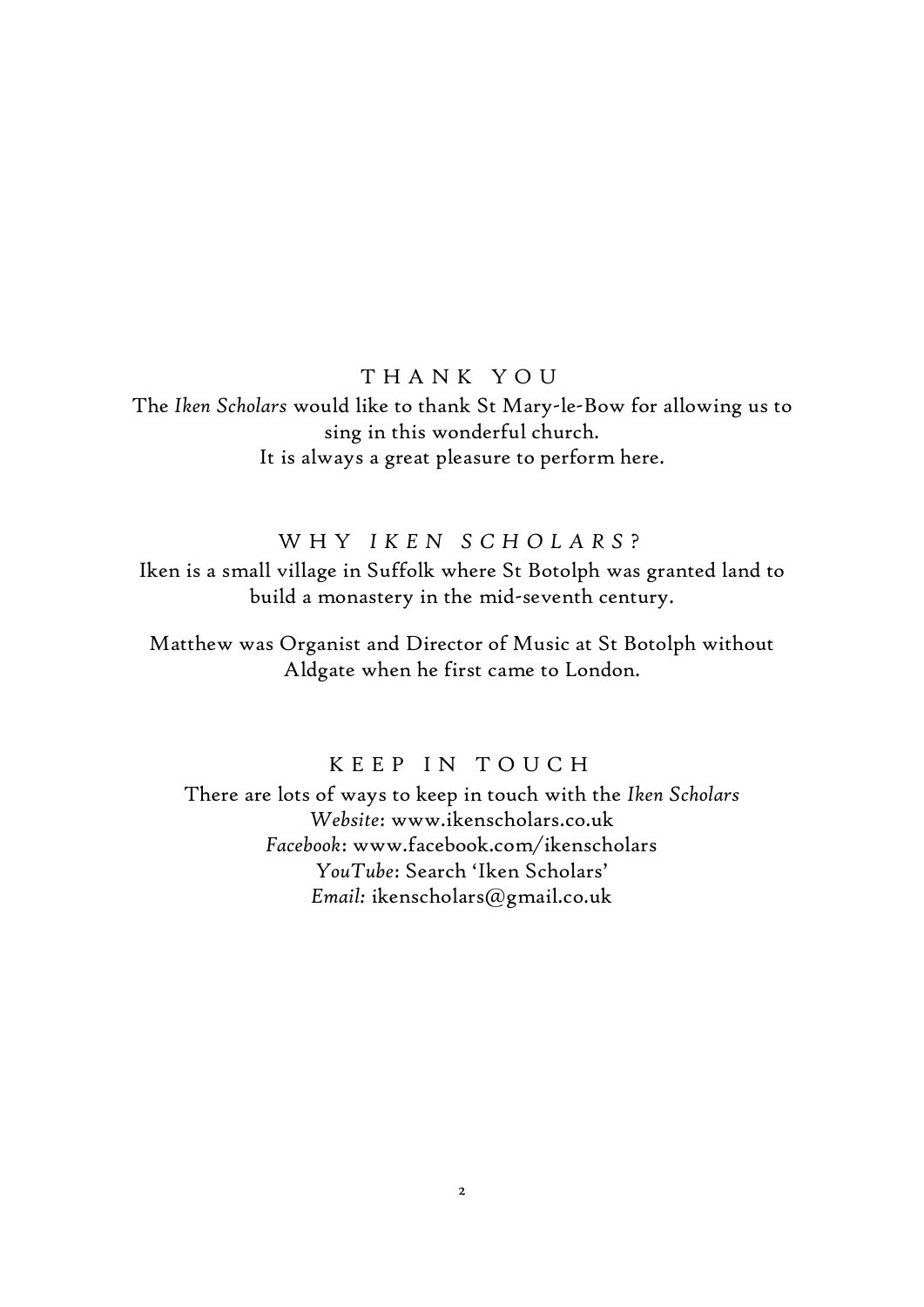## THANK YOU

The *Iken Scholars* would like to thank St Mary-le-Bow for allowing us to sing in this wonderful church.
It is always a great pleasure to perform here.

## WHY *IKEN SCHOLARS*?

Iken is a small village in Suffolk where St Botolph was granted land to build a monastery in the mid-seventh century.

Matthew was Organist and Director of Music at St Botolph without Aldgate when he first came to London.

## KEEP IN TOUCH

There are lots of ways to keep in touch with the *Iken Scholars*
*Website*: www.ikenscholars.co.uk
*Facebook*: www.facebook.com/ikenscholars
*YouTube*: Search 'Iken Scholars'
*Email:* ikenscholars@gmail.co.uk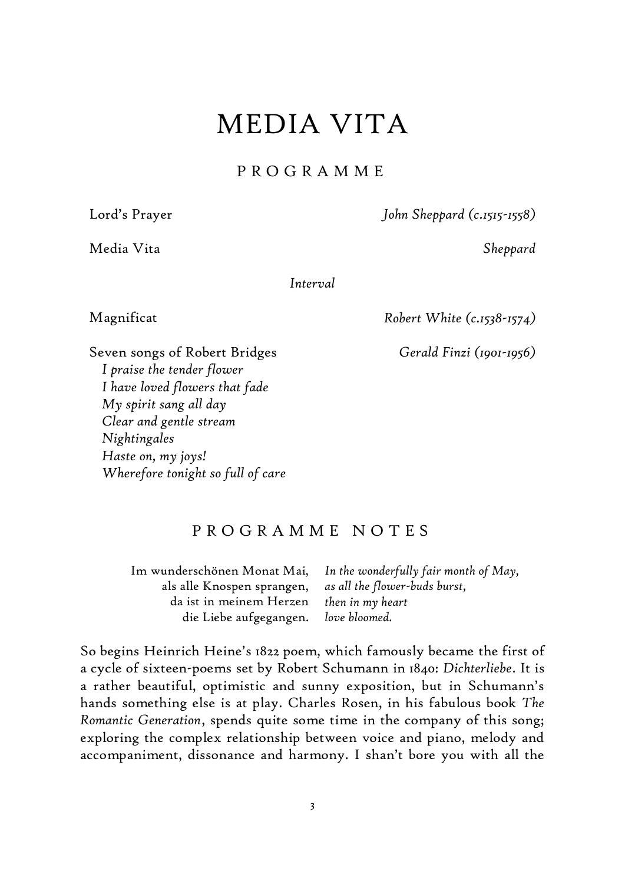# MEDIA VITA

## PROGRAMME

Lord's Prayer — *John Sheppard (c.1515-1558)*

Media Vita — *Sheppard*

*Interval*

Magnificat — *Robert White (c.1538-1574)*

Seven songs of Robert Bridges — *Gerald Finzi (1901-1956)*
*I praise the tender flower*
*I have loved flowers that fade*
*My spirit sang all day*
*Clear and gentle stream*
*Nightingales*
*Haste on, my joys!*
*Wherefore tonight so full of care*

## PROGRAMME NOTES

| | |
|---|---|
| Im wunderschönen Monat Mai, | *In the wonderfully fair month of May,* |
| als alle Knospen sprangen, | *as all the flower-buds burst,* |
| da ist in meinem Herzen | *then in my heart* |
| die Liebe aufgegangen. | *love bloomed.* |

So begins Heinrich Heine's 1822 poem, which famously became the first of a cycle of sixteen-poems set by Robert Schumann in 1840: *Dichterliebe*. It is a rather beautiful, optimistic and sunny exposition, but in Schumann's hands something else is at play. Charles Rosen, in his fabulous book *The Romantic Generation*, spends quite some time in the company of this song; exploring the complex relationship between voice and piano, melody and accompaniment, dissonance and harmony. I shan't bore you with all the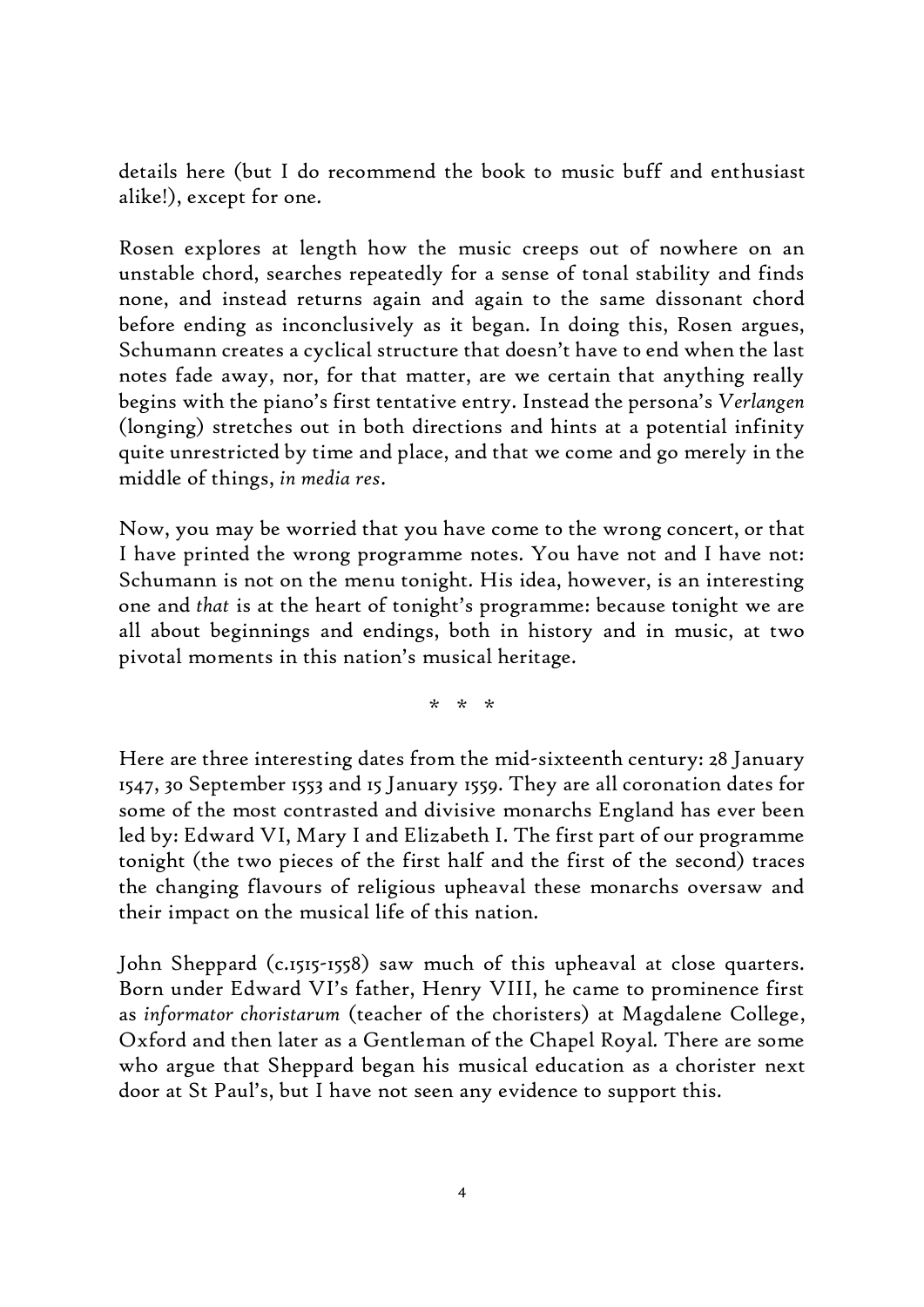details here (but I do recommend the book to music buff and enthusiast alike!), except for one.

Rosen explores at length how the music creeps out of nowhere on an unstable chord, searches repeatedly for a sense of tonal stability and finds none, and instead returns again and again to the same dissonant chord before ending as inconclusively as it began. In doing this, Rosen argues, Schumann creates a cyclical structure that doesn't have to end when the last notes fade away, nor, for that matter, are we certain that anything really begins with the piano's first tentative entry. Instead the persona's *Verlangen* (longing) stretches out in both directions and hints at a potential infinity quite unrestricted by time and place, and that we come and go merely in the middle of things, *in media res*.

Now, you may be worried that you have come to the wrong concert, or that I have printed the wrong programme notes. You have not and I have not: Schumann is not on the menu tonight. His idea, however, is an interesting one and *that* is at the heart of tonight's programme: because tonight we are all about beginnings and endings, both in history and in music, at two pivotal moments in this nation's musical heritage.

\* \* \*

Here are three interesting dates from the mid-sixteenth century: 28 January 1547, 30 September 1553 and 15 January 1559. They are all coronation dates for some of the most contrasted and divisive monarchs England has ever been led by: Edward VI, Mary I and Elizabeth I. The first part of our programme tonight (the two pieces of the first half and the first of the second) traces the changing flavours of religious upheaval these monarchs oversaw and their impact on the musical life of this nation.

John Sheppard (c.1515-1558) saw much of this upheaval at close quarters. Born under Edward VI's father, Henry VIII, he came to prominence first as *informator choristarum* (teacher of the choristers) at Magdalene College, Oxford and then later as a Gentleman of the Chapel Royal. There are some who argue that Sheppard began his musical education as a chorister next door at St Paul's, but I have not seen any evidence to support this.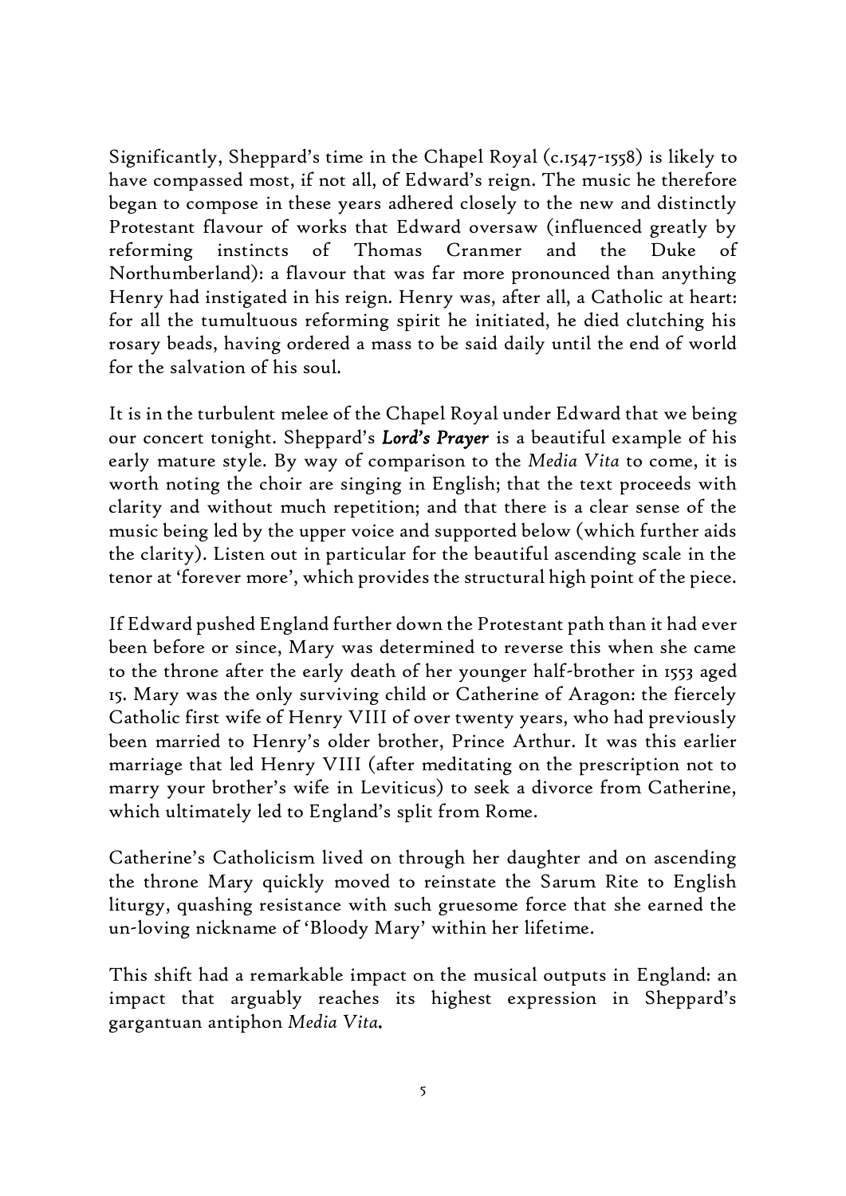Significantly, Sheppard's time in the Chapel Royal (c.1547-1558) is likely to have compassed most, if not all, of Edward's reign. The music he therefore began to compose in these years adhered closely to the new and distinctly Protestant flavour of works that Edward oversaw (influenced greatly by reforming instincts of Thomas Cranmer and the Duke of Northumberland): a flavour that was far more pronounced than anything Henry had instigated in his reign. Henry was, after all, a Catholic at heart: for all the tumultuous reforming spirit he initiated, he died clutching his rosary beads, having ordered a mass to be said daily until the end of world for the salvation of his soul.

It is in the turbulent melee of the Chapel Royal under Edward that we being our concert tonight. Sheppard's ***Lord's Prayer*** is a beautiful example of his early mature style. By way of comparison to the *Media Vita* to come, it is worth noting the choir are singing in English; that the text proceeds with clarity and without much repetition; and that there is a clear sense of the music being led by the upper voice and supported below (which further aids the clarity). Listen out in particular for the beautiful ascending scale in the tenor at 'forever more', which provides the structural high point of the piece.

If Edward pushed England further down the Protestant path than it had ever been before or since, Mary was determined to reverse this when she came to the throne after the early death of her younger half-brother in 1553 aged 15. Mary was the only surviving child or Catherine of Aragon: the fiercely Catholic first wife of Henry VIII of over twenty years, who had previously been married to Henry's older brother, Prince Arthur. It was this earlier marriage that led Henry VIII (after meditating on the prescription not to marry your brother's wife in Leviticus) to seek a divorce from Catherine, which ultimately led to England's split from Rome.

Catherine's Catholicism lived on through her daughter and on ascending the throne Mary quickly moved to reinstate the Sarum Rite to English liturgy, quashing resistance with such gruesome force that she earned the un-loving nickname of 'Bloody Mary' within her lifetime.

This shift had a remarkable impact on the musical outputs in England: an impact that arguably reaches its highest expression in Sheppard's gargantuan antiphon *Media Vita*.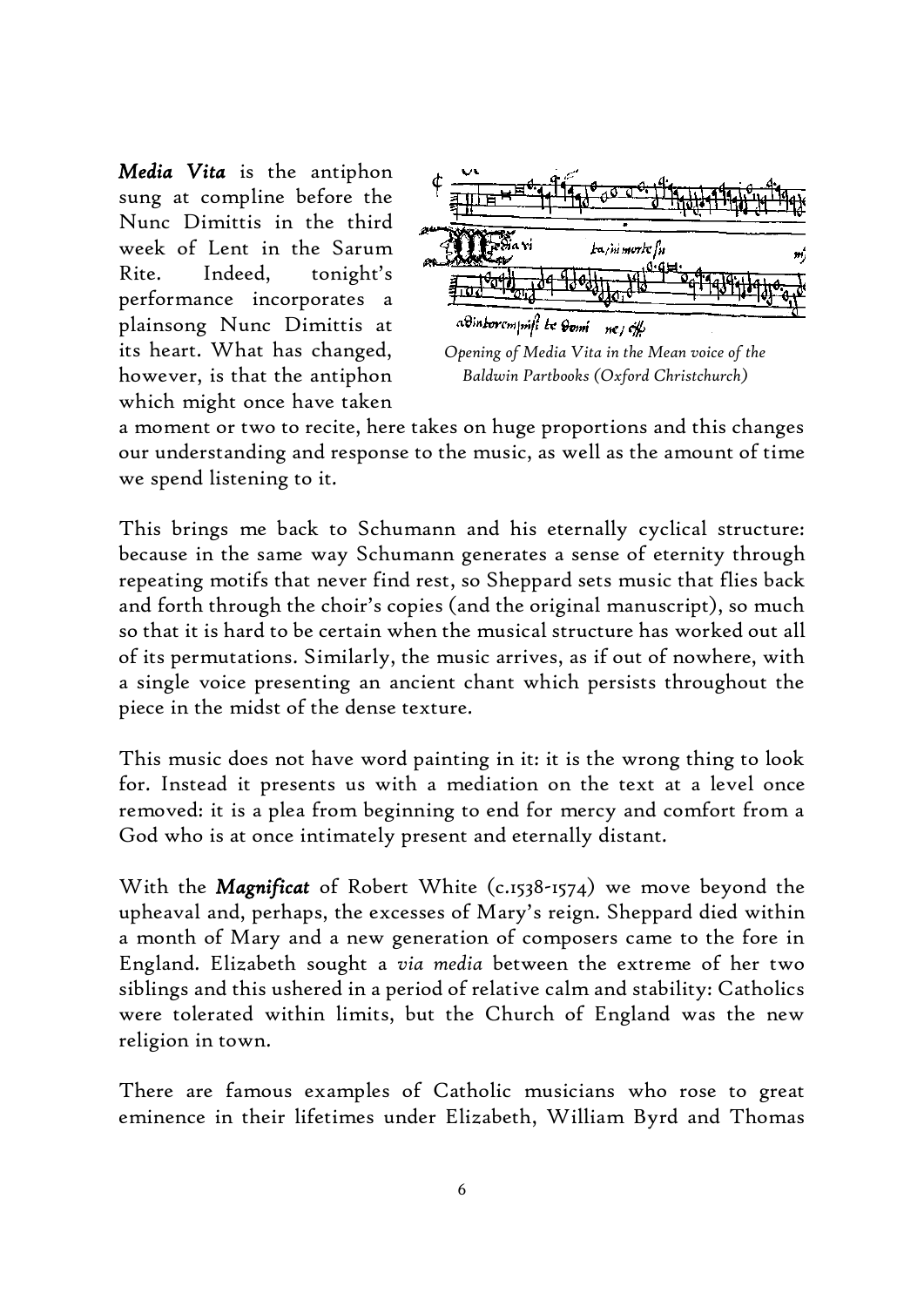***Media Vita*** is the antiphon sung at compline before the Nunc Dimittis in the third week of Lent in the Sarum Rite. Indeed, tonight's performance incorporates a plainsong Nunc Dimittis at its heart. What has changed, however, is that the antiphon which might once have taken a moment or two to recite, here takes on huge proportions and this changes our understanding and response to the music, as well as the amount of time we spend listening to it.

*Opening of Media Vita in the Mean voice of the Baldwin Partbooks (Oxford Christchurch)*

This brings me back to Schumann and his eternally cyclical structure: because in the same way Schumann generates a sense of eternity through repeating motifs that never find rest, so Sheppard sets music that flies back and forth through the choir's copies (and the original manuscript), so much so that it is hard to be certain when the musical structure has worked out all of its permutations. Similarly, the music arrives, as if out of nowhere, with a single voice presenting an ancient chant which persists throughout the piece in the midst of the dense texture.

This music does not have word painting in it: it is the wrong thing to look for. Instead it presents us with a mediation on the text at a level once removed: it is a plea from beginning to end for mercy and comfort from a God who is at once intimately present and eternally distant.

With the ***Magnificat*** of Robert White (c.1538-1574) we move beyond the upheaval and, perhaps, the excesses of Mary's reign. Sheppard died within a month of Mary and a new generation of composers came to the fore in England. Elizabeth sought a *via media* between the extreme of her two siblings and this ushered in a period of relative calm and stability: Catholics were tolerated within limits, but the Church of England was the new religion in town.

There are famous examples of Catholic musicians who rose to great eminence in their lifetimes under Elizabeth, William Byrd and Thomas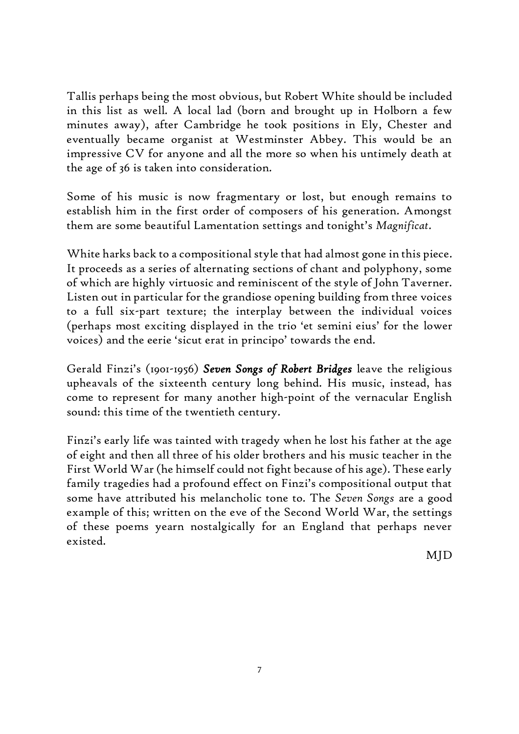Tallis perhaps being the most obvious, but Robert White should be included in this list as well. A local lad (born and brought up in Holborn a few minutes away), after Cambridge he took positions in Ely, Chester and eventually became organist at Westminster Abbey. This would be an impressive CV for anyone and all the more so when his untimely death at the age of 36 is taken into consideration.

Some of his music is now fragmentary or lost, but enough remains to establish him in the first order of composers of his generation. Amongst them are some beautiful Lamentation settings and tonight's *Magnificat*.

White harks back to a compositional style that had almost gone in this piece. It proceeds as a series of alternating sections of chant and polyphony, some of which are highly virtuosic and reminiscent of the style of John Taverner. Listen out in particular for the grandiose opening building from three voices to a full six-part texture; the interplay between the individual voices (perhaps most exciting displayed in the trio 'et semini eius' for the lower voices) and the eerie 'sicut erat in principo' towards the end.

Gerald Finzi's (1901-1956) ***Seven Songs of Robert Bridges*** leave the religious upheavals of the sixteenth century long behind. His music, instead, has come to represent for many another high-point of the vernacular English sound: this time of the twentieth century.

Finzi's early life was tainted with tragedy when he lost his father at the age of eight and then all three of his older brothers and his music teacher in the First World War (he himself could not fight because of his age). These early family tragedies had a profound effect on Finzi's compositional output that some have attributed his melancholic tone to. The *Seven Songs* are a good example of this; written on the eve of the Second World War, the settings of these poems yearn nostalgically for an England that perhaps never existed.

MJD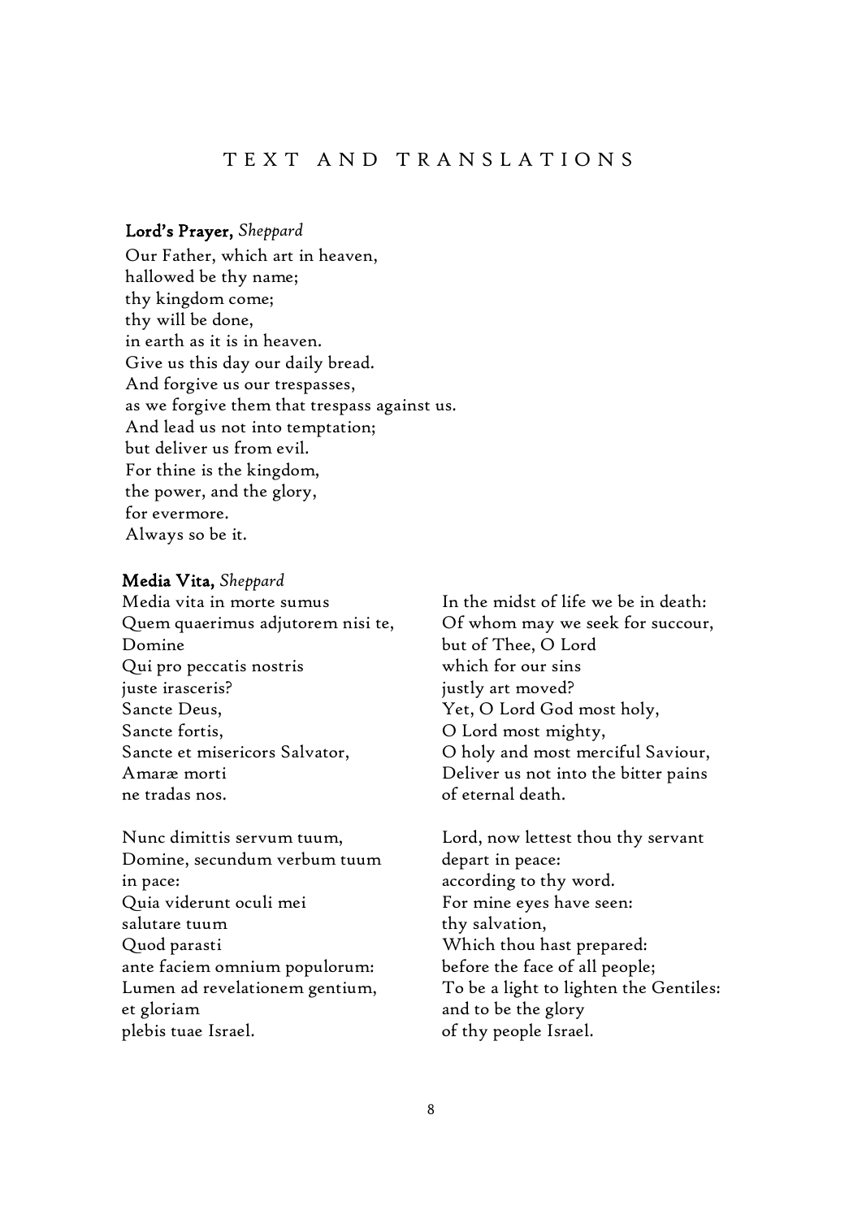# TEXT AND TRANSLATIONS

**Lord's Prayer,** *Sheppard*

Our Father, which art in heaven,
hallowed be thy name;
thy kingdom come;
thy will be done,
in earth as it is in heaven.
Give us this day our daily bread.
And forgive us our trespasses,
as we forgive them that trespass against us.
And lead us not into temptation;
but deliver us from evil.
For thine is the kingdom,
the power, and the glory,
for evermore.
Always so be it.

**Media Vita,** *Sheppard*

| | |
|---|---|
| Media vita in morte sumus | In the midst of life we be in death: |
| Quem quaerimus adjutorem nisi te, | Of whom may we seek for succour, |
| Domine | but of Thee, O Lord |
| Qui pro peccatis nostris | which for our sins |
| juste irasceris? | justly art moved? |
| Sancte Deus, | Yet, O Lord God most holy, |
| Sancte fortis, | O Lord most mighty, |
| Sancte et misericors Salvator, | O holy and most merciful Saviour, |
| Amaræ morti | Deliver us not into the bitter pains |
| ne tradas nos. | of eternal death. |
| | |
| Nunc dimittis servum tuum, | Lord, now lettest thou thy servant |
| Domine, secundum verbum tuum | depart in peace: |
| in pace: | according to thy word. |
| Quia viderunt oculi mei | For mine eyes have seen: |
| salutare tuum | thy salvation, |
| Quod parasti | Which thou hast prepared: |
| ante faciem omnium populorum: | before the face of all people; |
| Lumen ad revelationem gentium, | To be a light to lighten the Gentiles: |
| et gloriam | and to be the glory |
| plebis tuae Israel. | of thy people Israel. |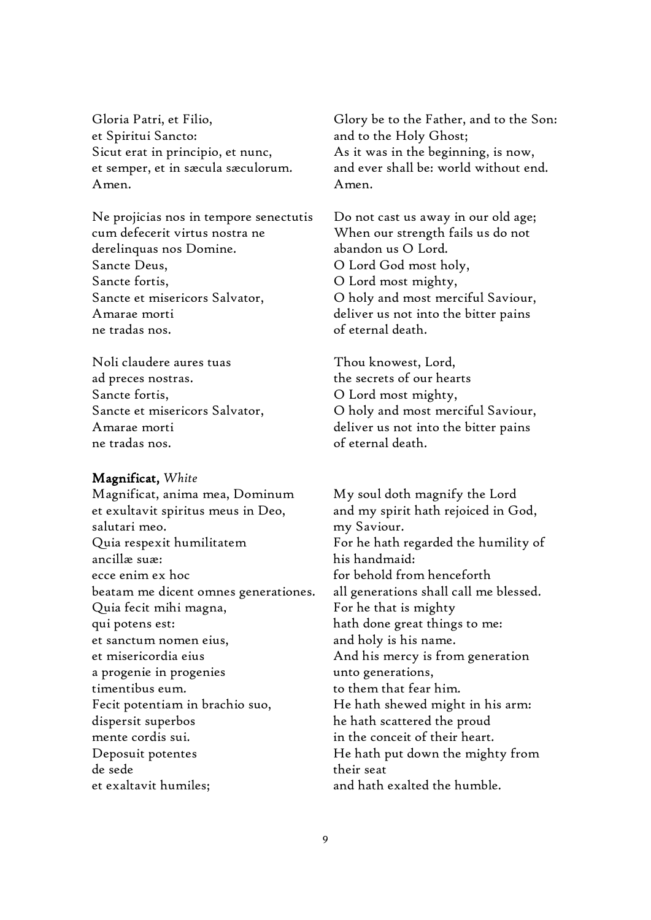Gloria Patri, et Filio,
et Spiritui Sancto:
Sicut erat in principio, et nunc,
et semper, et in sæcula sæculorum.
Amen.

Glory be to the Father, and to the Son:
and to the Holy Ghost;
As it was in the beginning, is now,
and ever shall be: world without end.
Amen.

Ne projicias nos in tempore senectutis
cum defecerit virtus nostra ne
derelinquas nos Domine.
Sancte Deus,
Sancte fortis,
Sancte et misericors Salvator,
Amarae morti
ne tradas nos.

Do not cast us away in our old age;
When our strength fails us do not
abandon us O Lord.
O Lord God most holy,
O Lord most mighty,
O holy and most merciful Saviour,
deliver us not into the bitter pains
of eternal death.

Noli claudere aures tuas
ad preces nostras.
Sancte fortis,
Sancte et misericors Salvator,
Amarae morti
ne tradas nos.

Thou knowest, Lord,
the secrets of our hearts
O Lord most mighty,
O holy and most merciful Saviour,
deliver us not into the bitter pains
of eternal death.

**Magnificat,** *White*

Magnificat, anima mea, Dominum
et exultavit spiritus meus in Deo,
salutari meo.
Quia respexit humilitatem
ancillæ suæ:
ecce enim ex hoc
beatam me dicent omnes generationes.
Quia fecit mihi magna,
qui potens est:
et sanctum nomen eius,
et misericordia eius
a progenie in progenies
timentibus eum.
Fecit potentiam in brachio suo,
dispersit superbos
mente cordis sui.
Deposuit potentes
de sede
et exaltavit humiles;

My soul doth magnify the Lord
and my spirit hath rejoiced in God,
my Saviour.
For he hath regarded the humility of
his handmaid:
for behold from henceforth
all generations shall call me blessed.
For he that is mighty
hath done great things to me:
and holy is his name.
And his mercy is from generation
unto generations,
to them that fear him.
He hath shewed might in his arm:
he hath scattered the proud
in the conceit of their heart.
He hath put down the mighty from
their seat
and hath exalted the humble.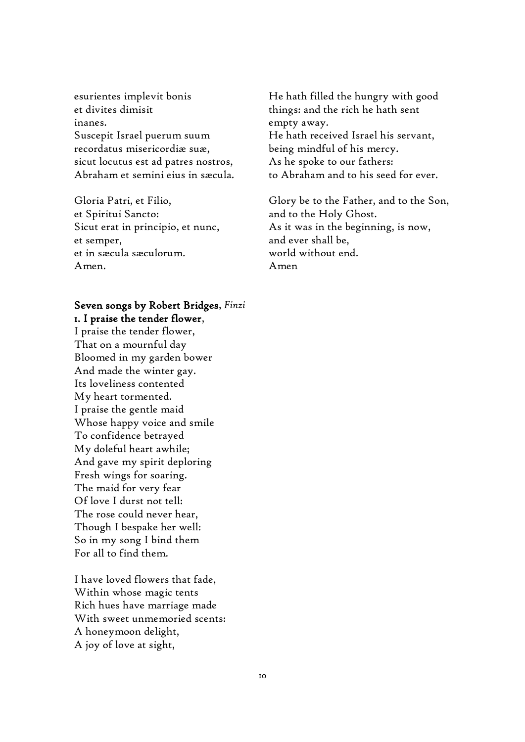esurientes implevit bonis
et divites dimisit
inanes.
Suscepit Israel puerum suum
recordatus misericordiæ suæ,
sicut locutus est ad patres nostros,
Abraham et semini eius in sæcula.

Gloria Patri, et Filio,
et Spiritui Sancto:
Sicut erat in principio, et nunc,
et semper,
et in sæcula sæculorum.
Amen.

He hath filled the hungry with good
things: and the rich he hath sent
empty away.
He hath received Israel his servant,
being mindful of his mercy.
As he spoke to our fathers:
to Abraham and to his seed for ever.

Glory be to the Father, and to the Son,
and to the Holy Ghost.
As it was in the beginning, is now,
and ever shall be,
world without end.
Amen

**Seven songs by Robert Bridges**, *Finzi*
**1. I praise the tender flower**,
I praise the tender flower,
That on a mournful day
Bloomed in my garden bower
And made the winter gay.
Its loveliness contented
My heart tormented.
I praise the gentle maid
Whose happy voice and smile
To confidence betrayed
My doleful heart awhile;
And gave my spirit deploring
Fresh wings for soaring.
The maid for very fear
Of love I durst not tell:
The rose could never hear,
Though I bespake her well:
So in my song I bind them
For all to find them.

I have loved flowers that fade,
Within whose magic tents
Rich hues have marriage made
With sweet unmemoried scents:
A honeymoon delight,
A joy of love at sight,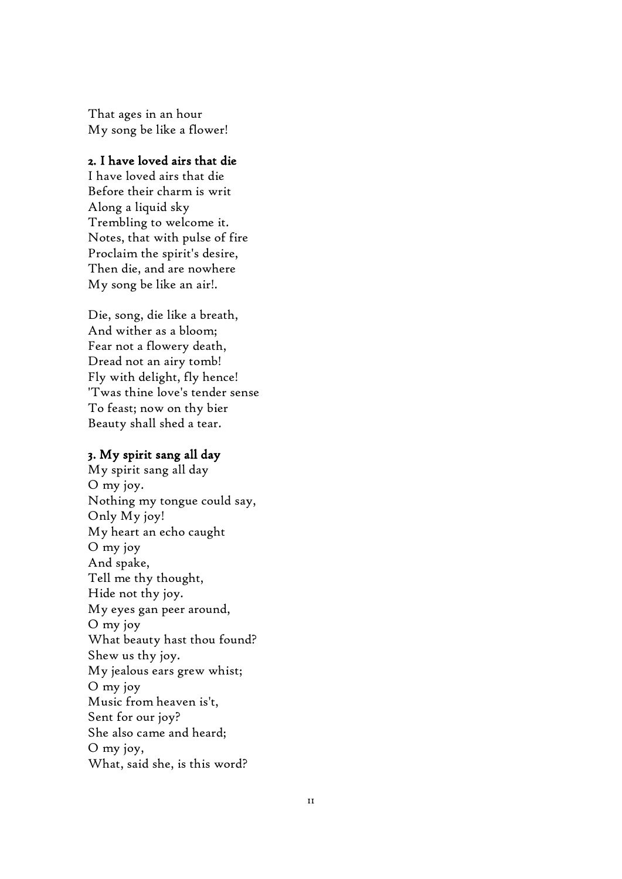That ages in an hour  
My song be like a flower!

### 2. I have loved airs that die

I have loved airs that die  
Before their charm is writ  
Along a liquid sky  
Trembling to welcome it.  
Notes, that with pulse of fire  
Proclaim the spirit's desire,  
Then die, and are nowhere  
My song be like an air!.

Die, song, die like a breath,  
And wither as a bloom;  
Fear not a flowery death,  
Dread not an airy tomb!  
Fly with delight, fly hence!  
'Twas thine love's tender sense  
To feast; now on thy bier  
Beauty shall shed a tear.

### 3. My spirit sang all day

My spirit sang all day  
O my joy.  
Nothing my tongue could say,  
Only My joy!  
My heart an echo caught  
O my joy  
And spake,  
Tell me thy thought,  
Hide not thy joy.  
My eyes gan peer around,  
O my joy  
What beauty hast thou found?  
Shew us thy joy.  
My jealous ears grew whist;  
O my joy  
Music from heaven is't,  
Sent for our joy?  
She also came and heard;  
O my joy,  
What, said she, is this word?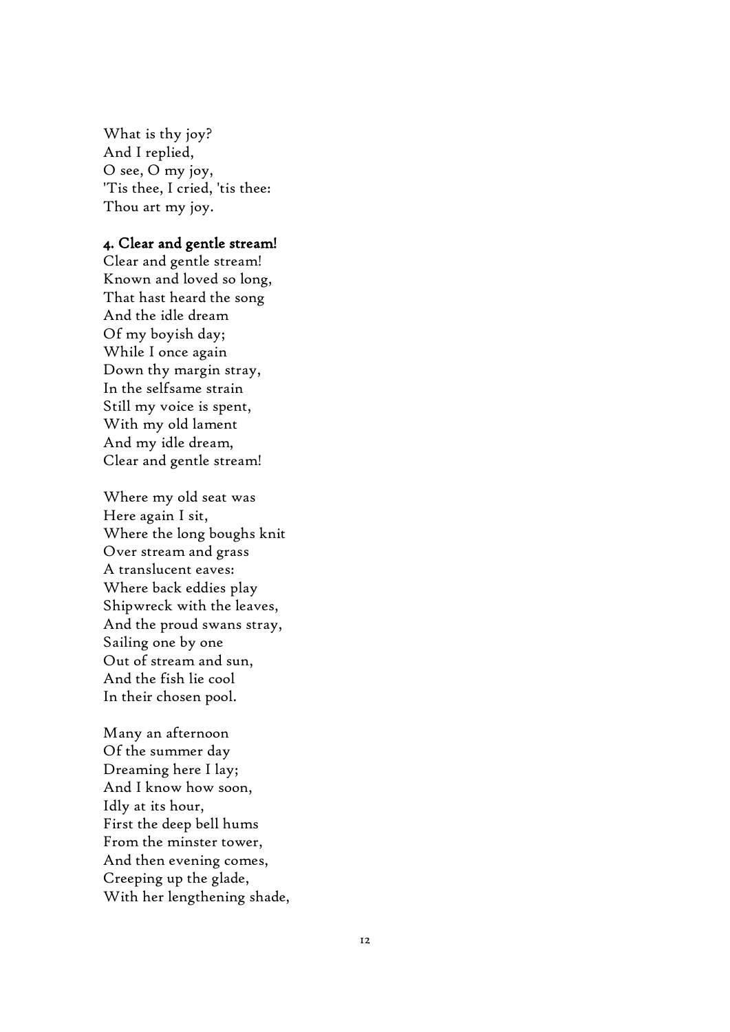What is thy joy?
And I replied,
O see, O my joy,
'Tis thee, I cried, 'tis thee:
Thou art my joy.

### 4. Clear and gentle stream!

Clear and gentle stream!
Known and loved so long,
That hast heard the song
And the idle dream
Of my boyish day;
While I once again
Down thy margin stray,
In the selfsame strain
Still my voice is spent,
With my old lament
And my idle dream,
Clear and gentle stream!

Where my old seat was
Here again I sit,
Where the long boughs knit
Over stream and grass
A translucent eaves:
Where back eddies play
Shipwreck with the leaves,
And the proud swans stray,
Sailing one by one
Out of stream and sun,
And the fish lie cool
In their chosen pool.

Many an afternoon
Of the summer day
Dreaming here I lay;
And I know how soon,
Idly at its hour,
First the deep bell hums
From the minster tower,
And then evening comes,
Creeping up the glade,
With her lengthening shade,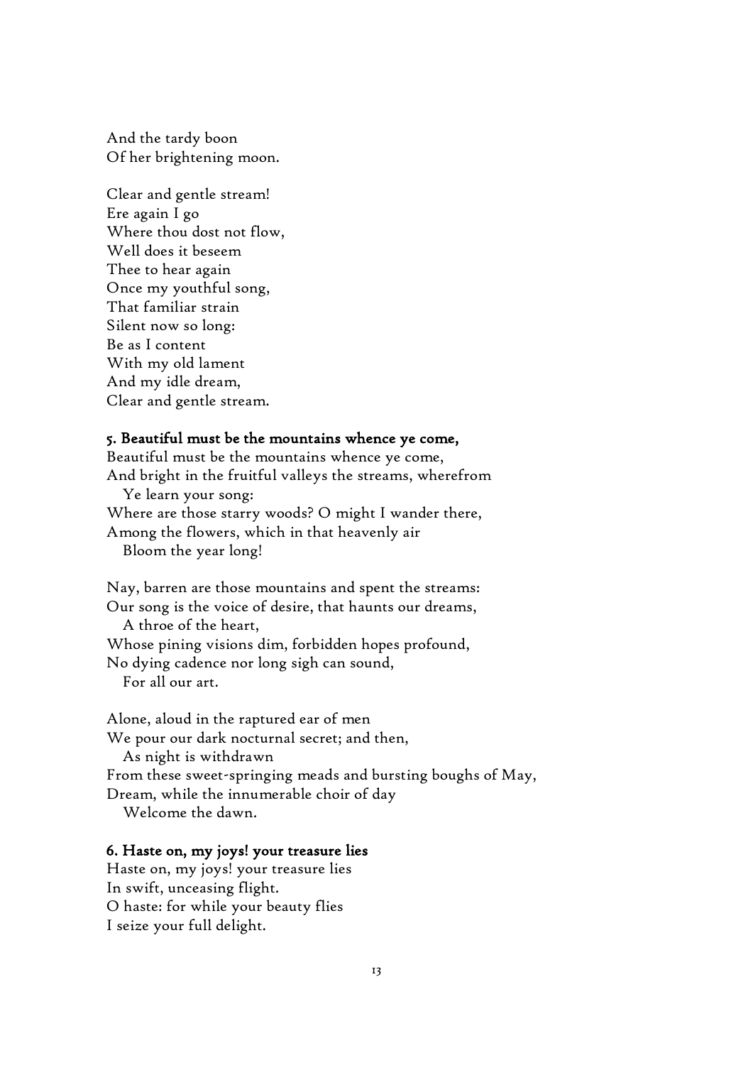And the tardy boon  
Of her brightening moon.

Clear and gentle stream!  
Ere again I go  
Where thou dost not flow,  
Well does it beseem  
Thee to hear again  
Once my youthful song,  
That familiar strain  
Silent now so long:  
Be as I content  
With my old lament  
And my idle dream,  
Clear and gentle stream.

### 5. Beautiful must be the mountains whence ye come,

Beautiful must be the mountains whence ye come,  
And bright in the fruitful valleys the streams, wherefrom  
   Ye learn your song:  
Where are those starry woods? O might I wander there,  
Among the flowers, which in that heavenly air  
   Bloom the year long!

Nay, barren are those mountains and spent the streams:  
Our song is the voice of desire, that haunts our dreams,  
   A throe of the heart,  
Whose pining visions dim, forbidden hopes profound,  
No dying cadence nor long sigh can sound,  
   For all our art.

Alone, aloud in the raptured ear of men  
We pour our dark nocturnal secret; and then,  
   As night is withdrawn  
From these sweet-springing meads and bursting boughs of May,  
Dream, while the innumerable choir of day  
   Welcome the dawn.

### 6. Haste on, my joys! your treasure lies

Haste on, my joys! your treasure lies  
In swift, unceasing flight.  
O haste: for while your beauty flies  
I seize your full delight.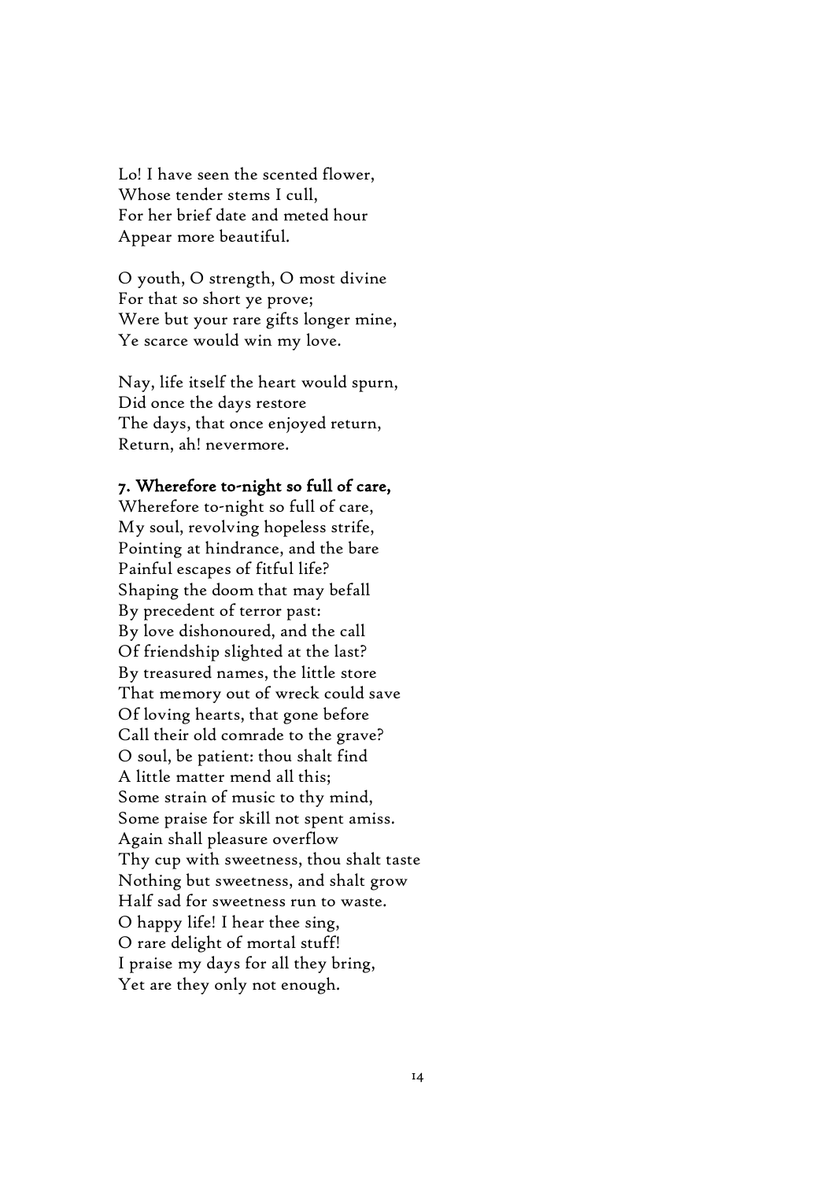Lo! I have seen the scented flower,  
Whose tender stems I cull,  
For her brief date and meted hour  
Appear more beautiful.

O youth, O strength, O most divine  
For that so short ye prove;  
Were but your rare gifts longer mine,  
Ye scarce would win my love.

Nay, life itself the heart would spurn,  
Did once the days restore  
The days, that once enjoyed return,  
Return, ah! nevermore.

### 7. Wherefore to-night so full of care,

Wherefore to-night so full of care,  
My soul, revolving hopeless strife,  
Pointing at hindrance, and the bare  
Painful escapes of fitful life?  
Shaping the doom that may befall  
By precedent of terror past:  
By love dishonoured, and the call  
Of friendship slighted at the last?  
By treasured names, the little store  
That memory out of wreck could save  
Of loving hearts, that gone before  
Call their old comrade to the grave?  
O soul, be patient: thou shalt find  
A little matter mend all this;  
Some strain of music to thy mind,  
Some praise for skill not spent amiss.  
Again shall pleasure overflow  
Thy cup with sweetness, thou shalt taste  
Nothing but sweetness, and shalt grow  
Half sad for sweetness run to waste.  
O happy life! I hear thee sing,  
O rare delight of mortal stuff!  
I praise my days for all they bring,  
Yet are they only not enough.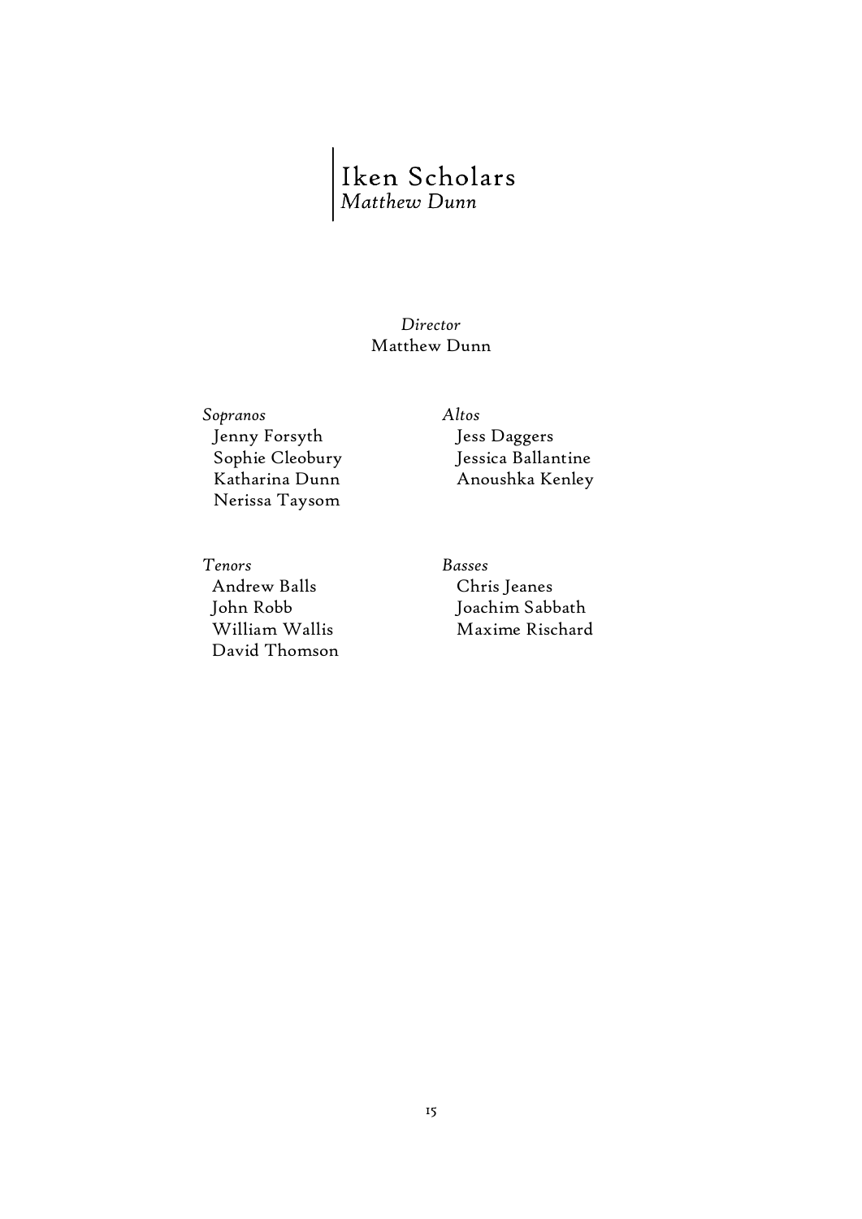# Iken Scholars
*Matthew Dunn*

*Director*
Matthew Dunn

*Sopranos*
Jenny Forsyth
Sophie Cleobury
Katharina Dunn
Nerissa Taysom

*Altos*
Jess Daggers
Jessica Ballantine
Anoushka Kenley

*Tenors*
Andrew Balls
John Robb
William Wallis
David Thomson

*Basses*
Chris Jeanes
Joachim Sabbath
Maxime Rischard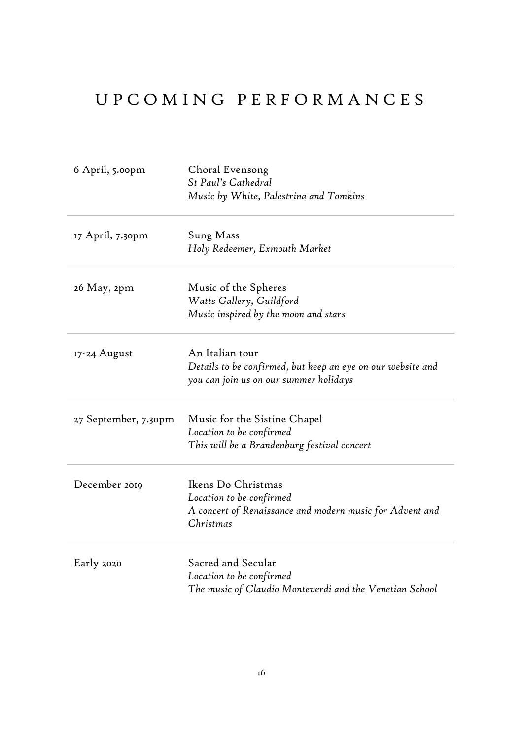# UPCOMING PERFORMANCES

| | |
|---|---|
| 6 April, 5.00pm | Choral Evensong<br>*St Paul's Cathedral*<br>*Music by White, Palestrina and Tomkins* |
| 17 April, 7.30pm | Sung Mass<br>*Holy Redeemer, Exmouth Market* |
| 26 May, 2pm | Music of the Spheres<br>*Watts Gallery, Guildford*<br>*Music inspired by the moon and stars* |
| 17-24 August | An Italian tour<br>*Details to be confirmed, but keep an eye on our website and you can join us on our summer holidays* |
| 27 September, 7.30pm | Music for the Sistine Chapel<br>*Location to be confirmed*<br>*This will be a Brandenburg festival concert* |
| December 2019 | Ikens Do Christmas<br>*Location to be confirmed*<br>*A concert of Renaissance and modern music for Advent and Christmas* |
| Early 2020 | Sacred and Secular<br>*Location to be confirmed*<br>*The music of Claudio Monteverdi and the Venetian School* |